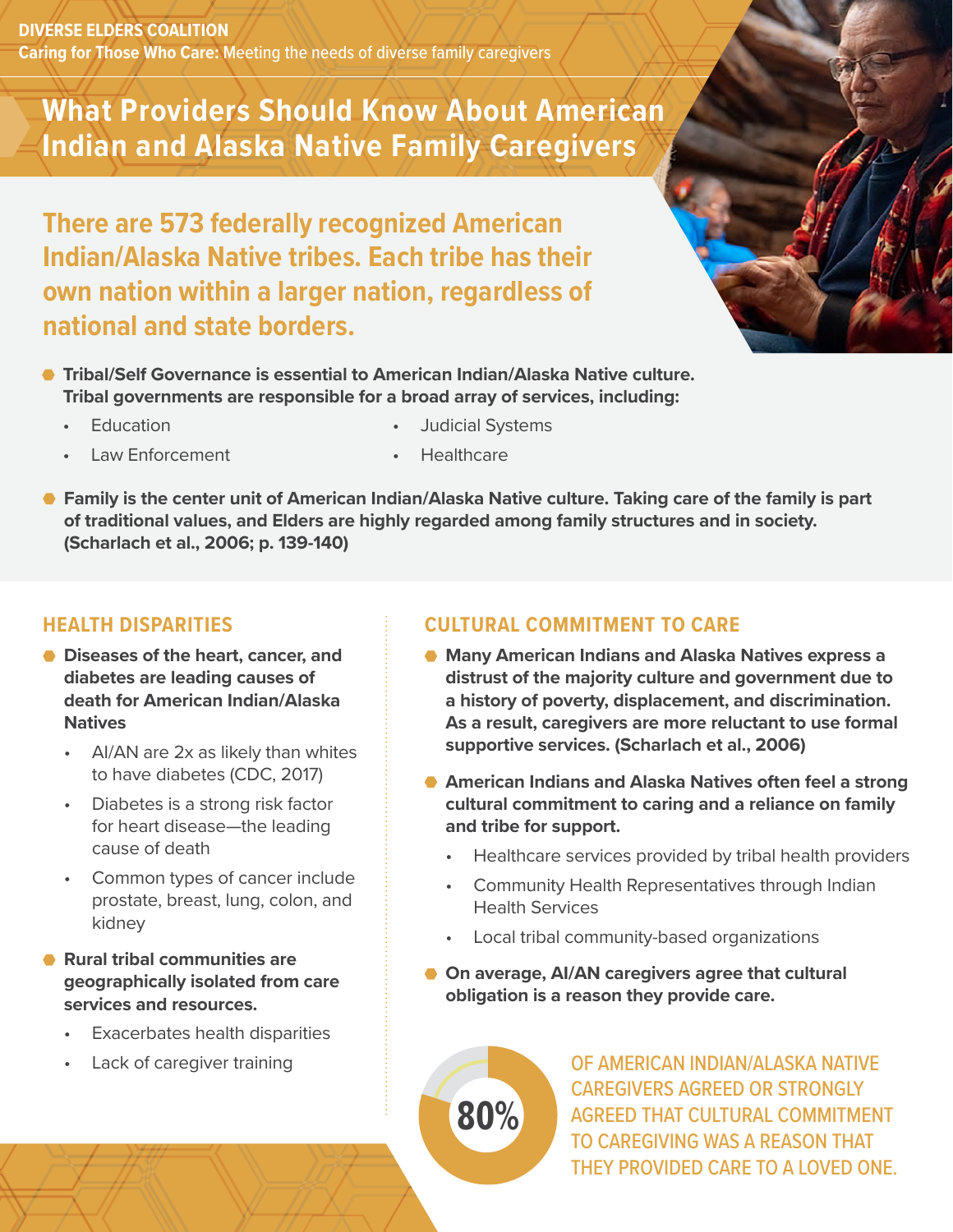**DIVERSE ELDERS COALITION**
**Caring for Those Who Care:** Meeting the needs of diverse family caregivers

# What Providers Should Know About American Indian and Alaska Native Family Caregivers

## There are 573 federally recognized American Indian/Alaska Native tribes. Each tribe has their own nation within a larger nation, regardless of national and state borders.

- **Tribal/Self Governance is essential to American Indian/Alaska Native culture. Tribal governments are responsible for a broad array of services, including:**
  - Education
  - Law Enforcement
  - Judicial Systems
  - Healthcare
- **Family is the center unit of American Indian/Alaska Native culture. Taking care of the family is part of traditional values, and Elders are highly regarded among family structures and in society. (Scharlach et al., 2006; p. 139-140)**

## HEALTH DISPARITIES

- **Diseases of the heart, cancer, and diabetes are leading causes of death for American Indian/Alaska Natives**
  - AI/AN are 2x as likely than whites to have diabetes (CDC, 2017)
  - Diabetes is a strong risk factor for heart disease—the leading cause of death
  - Common types of cancer include prostate, breast, lung, colon, and kidney
- **Rural tribal communities are geographically isolated from care services and resources.**
  - Exacerbates health disparities
  - Lack of caregiver training

## CULTURAL COMMITMENT TO CARE

- **Many American Indians and Alaska Natives express a distrust of the majority culture and government due to a history of poverty, displacement, and discrimination. As a result, caregivers are more reluctant to use formal supportive services. (Scharlach et al., 2006)**
- **American Indians and Alaska Natives often feel a strong cultural commitment to caring and a reliance on family and tribe for support.**
  - Healthcare services provided by tribal health providers
  - Community Health Representatives through Indian Health Services
  - Local tribal community-based organizations
- **On average, AI/AN caregivers agree that cultural obligation is a reason they provide care.**

**80%** OF AMERICAN INDIAN/ALASKA NATIVE CAREGIVERS AGREED OR STRONGLY AGREED THAT CULTURAL COMMITMENT TO CAREGIVING WAS A REASON THAT THEY PROVIDED CARE TO A LOVED ONE.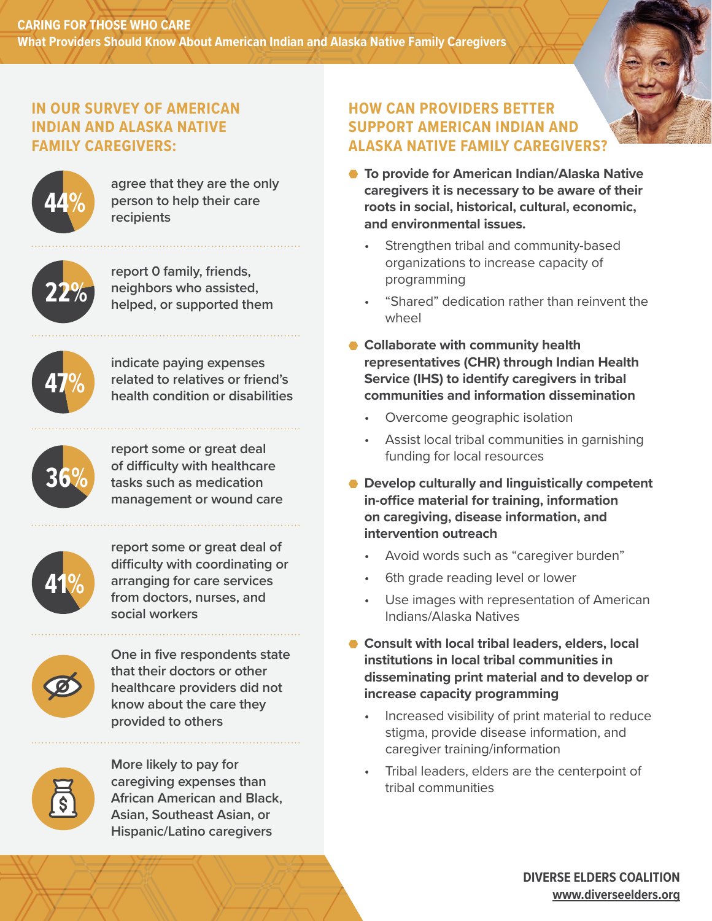CARING FOR THOSE WHO CARE

What Providers Should Know About American Indian and Alaska Native Family Caregivers

## IN OUR SURVEY OF AMERICAN INDIAN AND ALASKA NATIVE FAMILY CAREGIVERS:

**44%** agree that they are the only person to help their care recipients

**22%** report 0 family, friends, neighbors who assisted, helped, or supported them

**47%** indicate paying expenses related to relatives or friend's health condition or disabilities

**36%** report some or great deal of difficulty with healthcare tasks such as medication management or wound care

**41%** report some or great deal of difficulty with coordinating or arranging for care services from doctors, nurses, and social workers

One in five respondents state that their doctors or other healthcare providers did not know about the care they provided to others

More likely to pay for caregiving expenses than African American and Black, Asian, Southeast Asian, or Hispanic/Latino caregivers

## HOW CAN PROVIDERS BETTER SUPPORT AMERICAN INDIAN AND ALASKA NATIVE FAMILY CAREGIVERS?

- **To provide for American Indian/Alaska Native caregivers it is necessary to be aware of their roots in social, historical, cultural, economic, and environmental issues.**
  - Strengthen tribal and community-based organizations to increase capacity of programming
  - "Shared" dedication rather than reinvent the wheel
- **Collaborate with community health representatives (CHR) through Indian Health Service (IHS) to identify caregivers in tribal communities and information dissemination**
  - Overcome geographic isolation
  - Assist local tribal communities in garnishing funding for local resources
- **Develop culturally and linguistically competent in-office material for training, information on caregiving, disease information, and intervention outreach**
  - Avoid words such as "caregiver burden"
  - 6th grade reading level or lower
  - Use images with representation of American Indians/Alaska Natives
- **Consult with local tribal leaders, elders, local institutions in local tribal communities in disseminating print material and to develop or increase capacity programming**
  - Increased visibility of print material to reduce stigma, provide disease information, and caregiver training/information
  - Tribal leaders, elders are the centerpoint of tribal communities

DIVERSE ELDERS COALITION

www.diverseelders.org